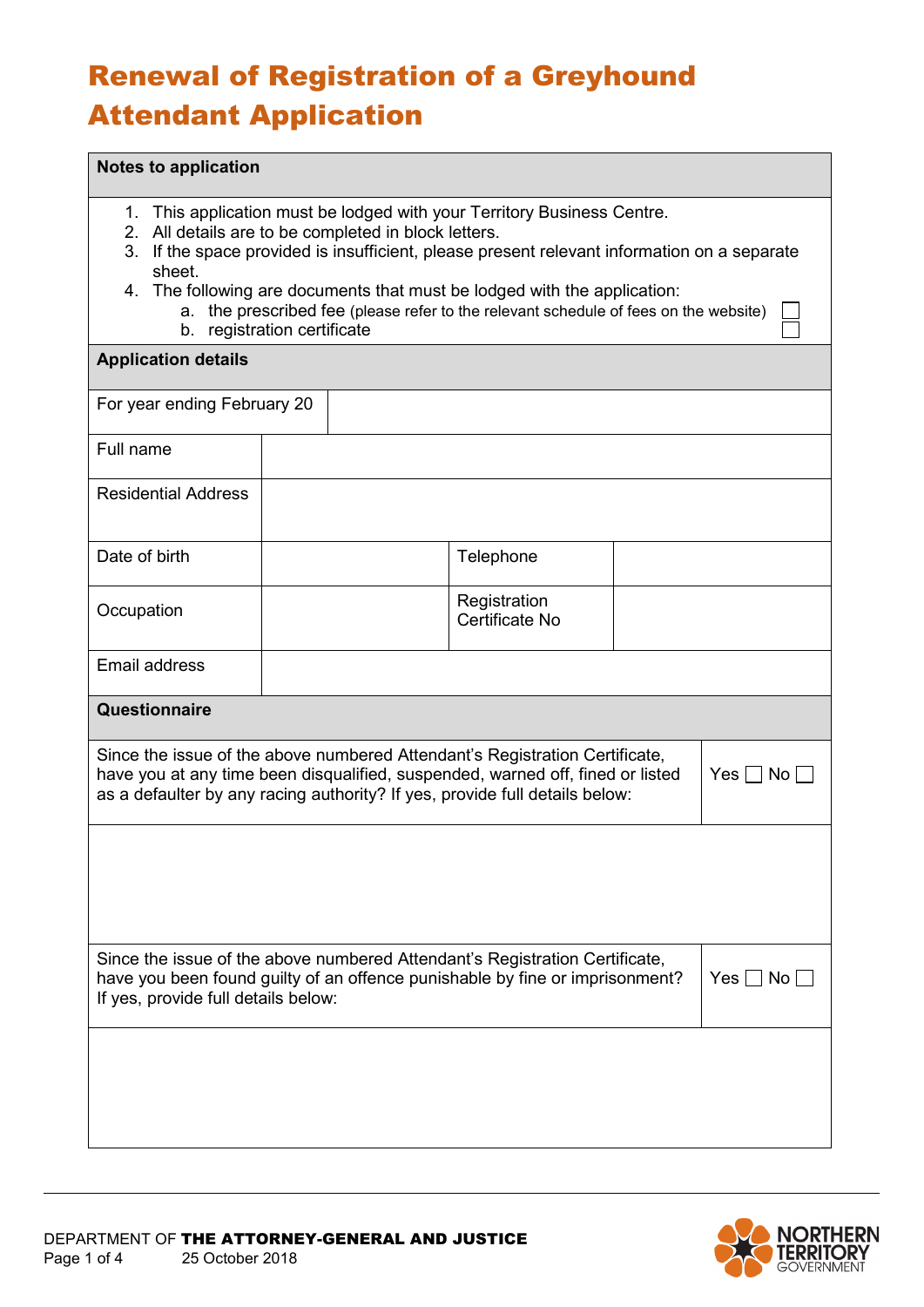# Renewal of Registration of a Greyhound Attendant Application

| Notes to application |
|---|
| 1. This application must be lodged with your Territory Business Centre.<br>2. All details are to be completed in block letters.<br>3. If the space provided is insufficient, please present relevant information on a separate sheet.<br>4. The following are documents that must be lodged with the application:<br>a. the prescribed fee (please refer to the relevant schedule of fees on the website) ☐<br>b. registration certificate ☐ |

| Application details | | | |
|---|---|---|---|
| For year ending February 20 | | | |
| Full name | | | |
| Residential Address | | | |
| Date of birth | | Telephone | |
| Occupation | | Registration Certificate No | |
| Email address | | | |

| Questionnaire | |
|---|---|
| Since the issue of the above numbered Attendant's Registration Certificate, have you at any time been disqualified, suspended, warned off, fined or listed as a defaulter by any racing authority? If yes, provide full details below: | Yes ☐ No ☐ |
| | |
| Since the issue of the above numbered Attendant's Registration Certificate, have you been found guilty of an offence punishable by fine or imprisonment? If yes, provide full details below: | Yes ☐ No ☐ |
| | |

DEPARTMENT OF **THE ATTORNEY-GENERAL AND JUSTICE**
25 October 2018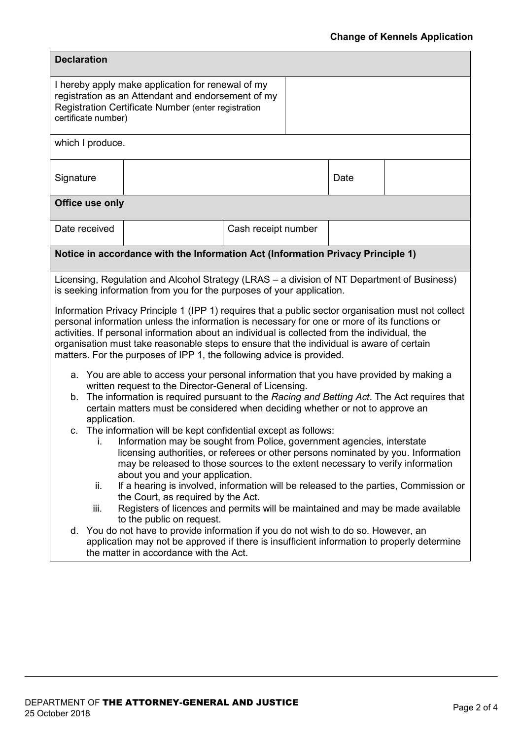| **Declaration** | | | |
|---|---|---|---|
| I hereby apply make application for renewal of my registration as an Attendant and endorsement of my Registration Certificate Number (enter registration certificate number) | | | |
| which I produce. | | | |
| Signature | | Date | |

| **Office use only** | | | |
|---|---|---|---|
| Date received | | Cash receipt number | |

**Notice in accordance with the Information Act (Information Privacy Principle 1)**

Licensing, Regulation and Alcohol Strategy (LRAS – a division of NT Department of Business) is seeking information from you for the purposes of your application.

Information Privacy Principle 1 (IPP 1) requires that a public sector organisation must not collect personal information unless the information is necessary for one or more of its functions or activities. If personal information about an individual is collected from the individual, the organisation must take reasonable steps to ensure that the individual is aware of certain matters. For the purposes of IPP 1, the following advice is provided.

a. You are able to access your personal information that you have provided by making a written request to the Director-General of Licensing.
b. The information is required pursuant to the *Racing and Betting Act*. The Act requires that certain matters must be considered when deciding whether or not to approve an application.
c. The information will be kept confidential except as follows:
   i. Information may be sought from Police, government agencies, interstate licensing authorities, or referees or other persons nominated by you. Information may be released to those sources to the extent necessary to verify information about you and your application.
   ii. If a hearing is involved, information will be released to the parties, Commission or the Court, as required by the Act.
   iii. Registers of licences and permits will be maintained and may be made available to the public on request.
d. You do not have to provide information if you do not wish to do so. However, an application may not be approved if there is insufficient information to properly determine the matter in accordance with the Act.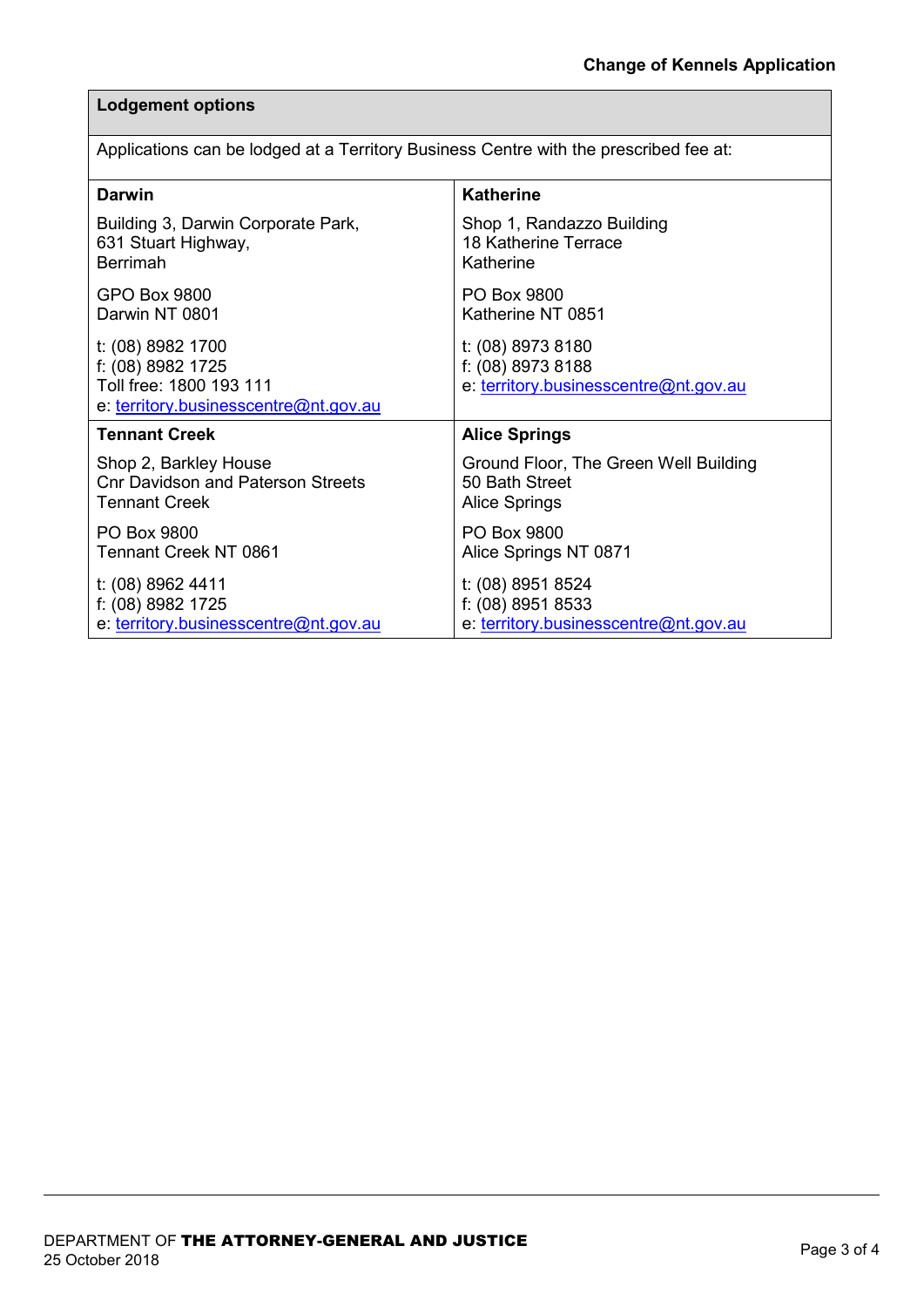| **Lodgement options** | |
|---|---|
| Applications can be lodged at a Territory Business Centre with the prescribed fee at: | |
| **Darwin**<br><br>Building 3, Darwin Corporate Park,<br>631 Stuart Highway,<br>Berrimah<br><br>GPO Box 9800<br>Darwin NT 0801<br><br>t: (08) 8982 1700<br>f: (08) 8982 1725<br>Toll free: 1800 193 111<br>e: territory.businesscentre@nt.gov.au | **Katherine**<br><br>Shop 1, Randazzo Building<br>18 Katherine Terrace<br>Katherine<br><br>PO Box 9800<br>Katherine NT 0851<br><br>t: (08) 8973 8180<br>f: (08) 8973 8188<br>e: territory.businesscentre@nt.gov.au |
| **Tennant Creek**<br><br>Shop 2, Barkley House<br>Cnr Davidson and Paterson Streets<br>Tennant Creek<br><br>PO Box 9800<br>Tennant Creek NT 0861<br><br>t: (08) 8962 4411<br>f: (08) 8982 1725<br>e: territory.businesscentre@nt.gov.au | **Alice Springs**<br><br>Ground Floor, The Green Well Building<br>50 Bath Street<br>Alice Springs<br><br>PO Box 9800<br>Alice Springs NT 0871<br><br>t: (08) 8951 8524<br>f: (08) 8951 8533<br>e: territory.businesscentre@nt.gov.au |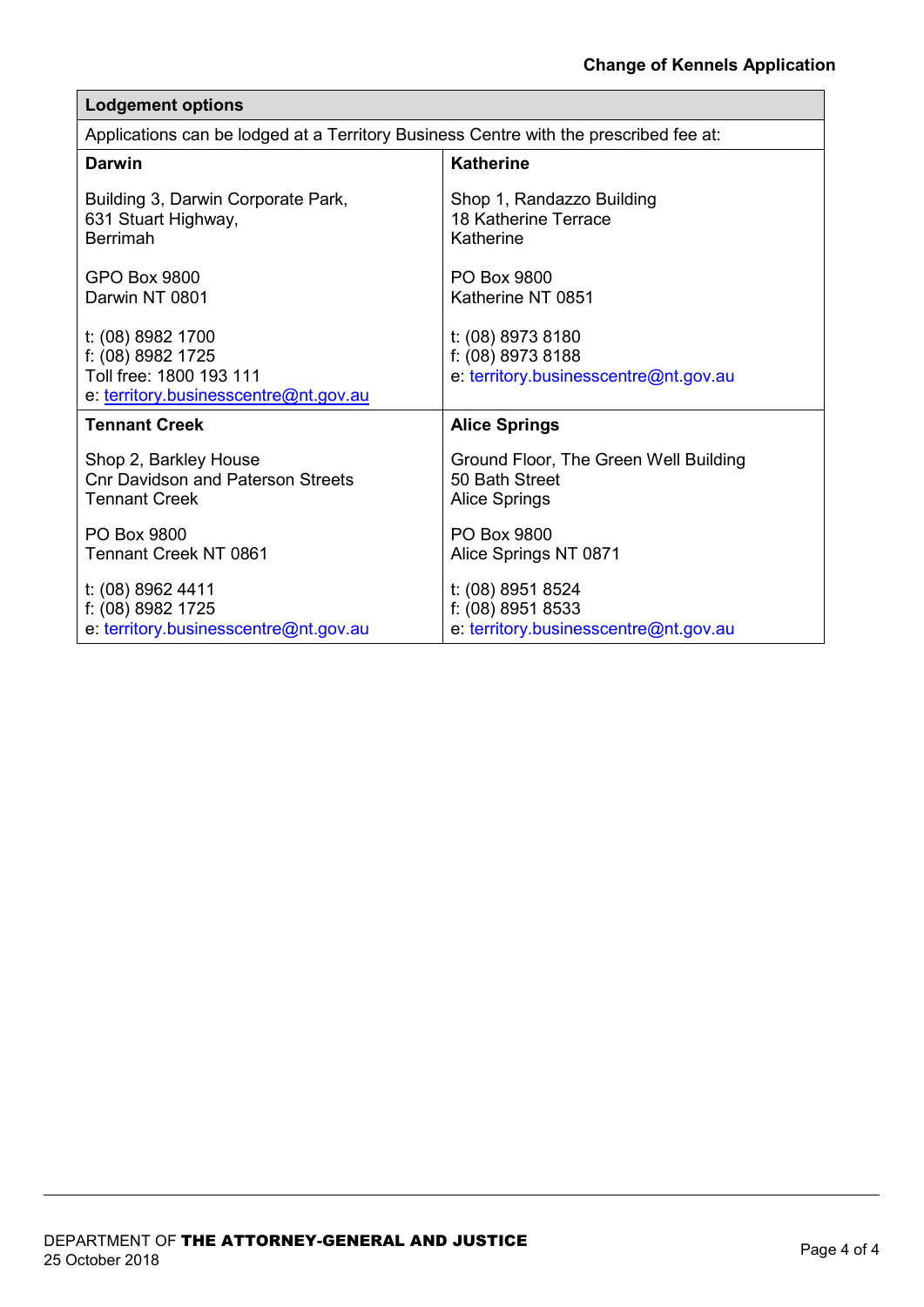| Lodgement options | |
|---|---|
| Applications can be lodged at a Territory Business Centre with the prescribed fee at: | |
| **Darwin**<br><br>Building 3, Darwin Corporate Park,<br>631 Stuart Highway,<br>Berrimah<br><br>GPO Box 9800<br>Darwin NT 0801<br><br>t: (08) 8982 1700<br>f: (08) 8982 1725<br>Toll free: 1800 193 111<br>e: territory.businesscentre@nt.gov.au | **Katherine**<br><br>Shop 1, Randazzo Building<br>18 Katherine Terrace<br>Katherine<br><br>PO Box 9800<br>Katherine NT 0851<br><br>t: (08) 8973 8180<br>f: (08) 8973 8188<br>e: territory.businesscentre@nt.gov.au |
| **Tennant Creek**<br><br>Shop 2, Barkley House<br>Cnr Davidson and Paterson Streets<br>Tennant Creek<br><br>PO Box 9800<br>Tennant Creek NT 0861<br><br>t: (08) 8962 4411<br>f: (08) 8982 1725<br>e: territory.businesscentre@nt.gov.au | **Alice Springs**<br><br>Ground Floor, The Green Well Building<br>50 Bath Street<br>Alice Springs<br><br>PO Box 9800<br>Alice Springs NT 0871<br><br>t: (08) 8951 8524<br>f: (08) 8951 8533<br>e: territory.businesscentre@nt.gov.au |